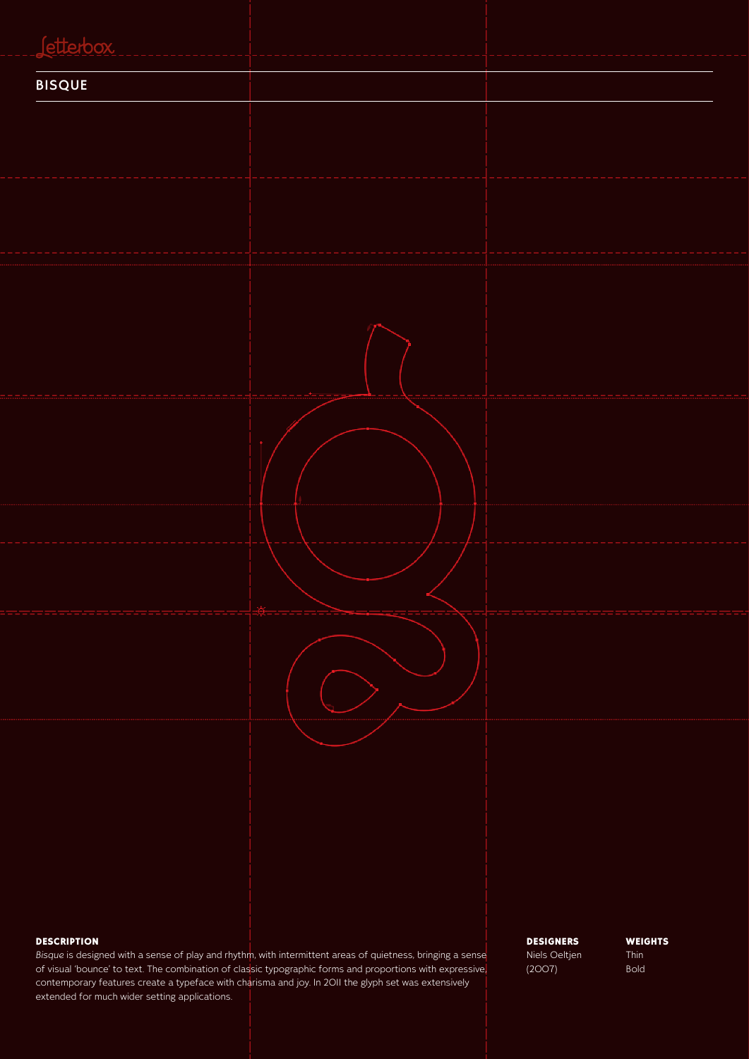Letterbox

# BISQUE

### DESCRIPTION

*Bisque* is designed with a sense of play and rhythm, with intermittent areas of quietness, bringing a sense of visual 'bounce' to text. The combination of classic typographic forms and proportions with expressive, contemporary features create a typeface with charisma and joy. In 2011 the glyph set was extensively extended for much wider setting applications.

### DESIGNERS

Niels Oeltjen
(2007)

### WEIGHTS

Thin
Bold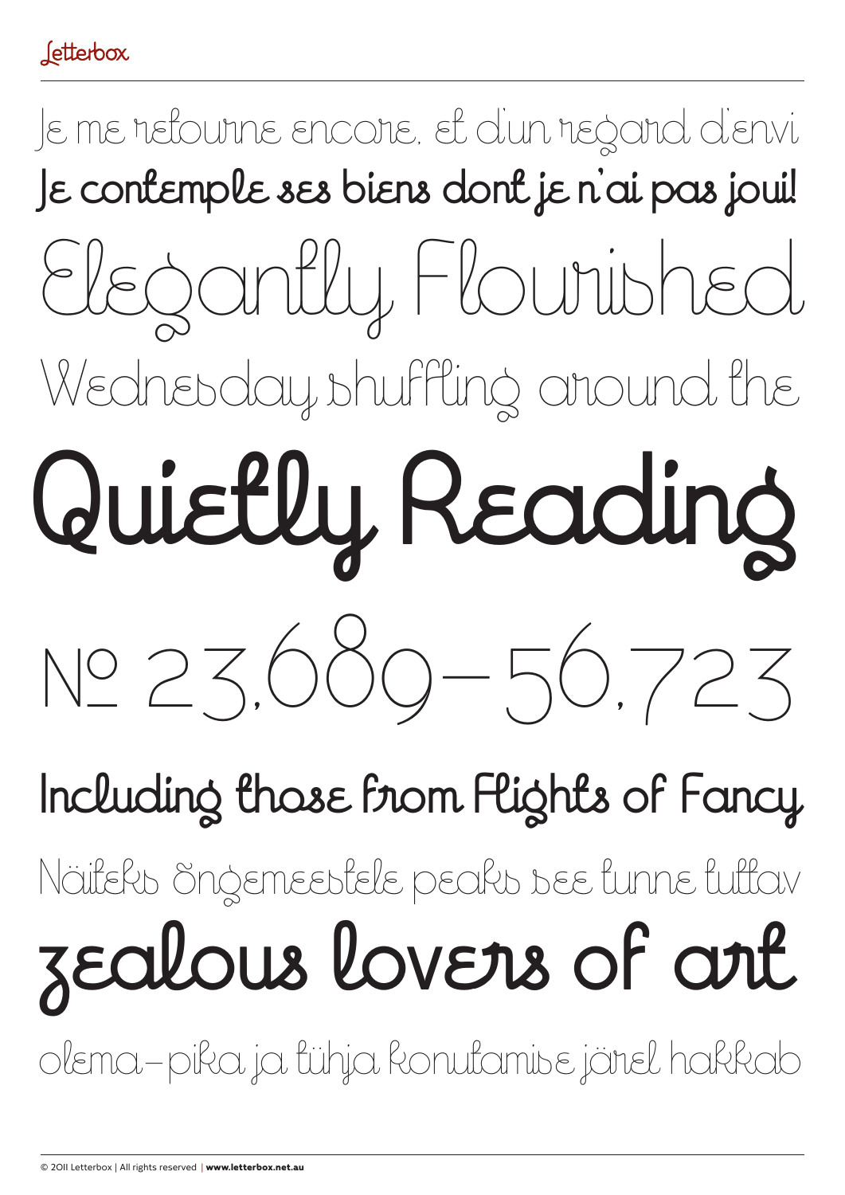Letterbox

Je me retourne encore, et d'un regard d'envi

Je contemple ses biens dont je n'ai pas joui!

Elegantly Flourished

Wednesday shuffling around the

Quietly Reading

№ 23,689–56,723

Including those from Flights of Fancy

Näiteks õngemeestele peaks see tunne tuttav

zealous lovers of art

olema–pika ja tühja konutamise järel hakkab

© 2011 Letterbox | All rights reserved | **www.letterbox.net.au**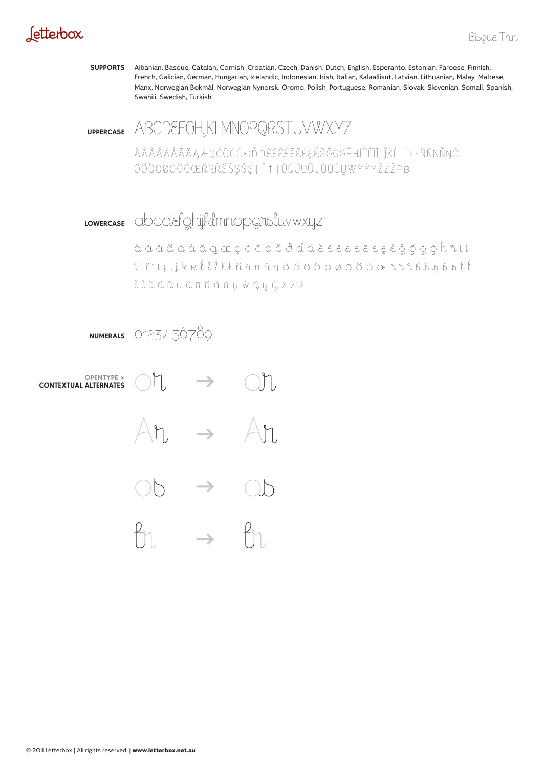**SUPPORTS** Albanian, Basque, Catalan, Cornish, Croatian, Czech, Danish, Dutch, English, Esperanto, Estonian, Faroese, Finnish, French, Galician, German, Hungarian, Icelandic, Indonesian, Irish, Italian, Kalaallisut, Latvian, Lithuanian, Malay, Maltese, Manx, Norwegian Bokmål, Norwegian Nynorsk, Oromo, Polish, Portuguese, Romanian, Slovak, Slovenian, Somali, Spanish, Swahili, Swedish, Turkish

**UPPERCASE** ABCDEFGHIJKLMNOPQRSTUVWXYZ

ÀÁÂÃÄÅĀĂĄÆÇĆĈĊČĐĎĐÈÉÊËĒĔĖĘĚĜĞĠĢĤĦÌÍÎÏĨĪĬĮİĲĴĶĹĻĽĿŁÑŃŅŇŊÒÓÔÕÖØŌŎŐŒŔŖŘŚŜŞŠŢŤŦÙÚÛÜŨŪŬŮŰŲŴÝŶŸŹŻŽÞß

**LOWERCASE** abcdefghijklmnopqrstuvwxyz

à á â ã ä å ā ă ą æ ç ć ĉ ċ č ð ď đ è é ê ë ē ĕ ė ę ě ĝ ğ ġ ģ ĥ ħ ì í î ï ĩ ī ĭ į ı ĳ ĵ ķ ĸ ĺ ļ ľ ŀ ł ñ ń ņ ň ŋ ò ó ô õ ö ø ō ŏ ő œ ŕ ŗ ř ś ŝ ş š ţ ť ŧ ù ú û ü ũ ū ŭ ů ű ų ŵ ý ÿ ŷ ź ż ž

**NUMERALS** 0123456789

**OPENTYPE > CONTEXTUAL ALTERNATES**

or → or

Ar → Ar

ob → ob

fr → fr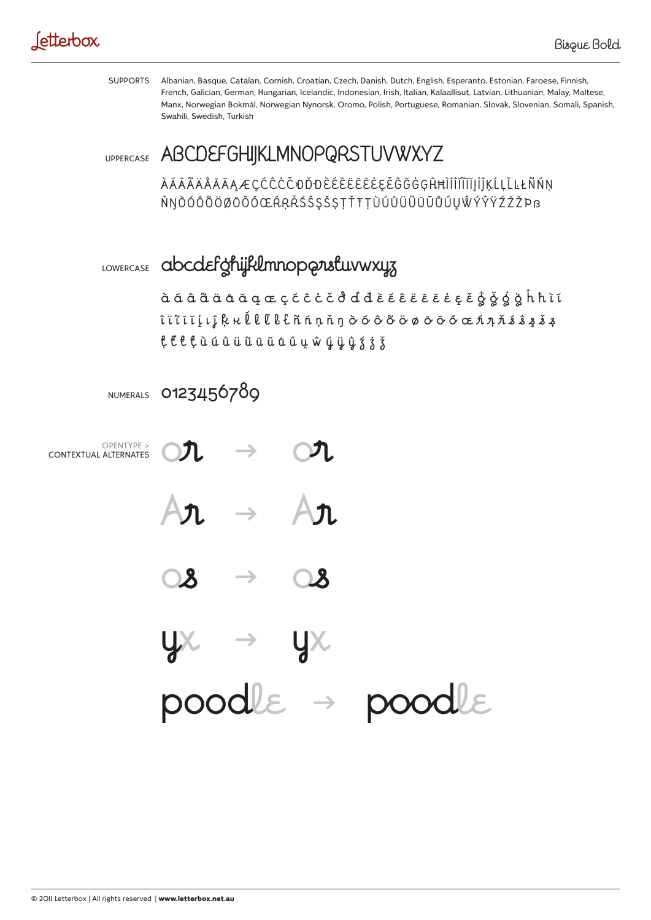Letterbox

Bisque Bold

SUPPORTS Albanian, Basque, Catalan, Cornish, Croatian, Czech, Danish, Dutch, English, Esperanto, Estonian, Faroese, Finnish, French, Galician, German, Hungarian, Icelandic, Indonesian, Irish, Italian, Kalaallisut, Latvian, Lithuanian, Malay, Maltese, Manx, Norwegian Bokmål, Norwegian Nynorsk, Oromo, Polish, Portuguese, Romanian, Slovak, Slovenian, Somali, Spanish, Swahili, Swedish, Turkish

UPPERCASE ABCDEFGHIJKLMNOPQRSTUVWXYZ

ÀÁÂÃÄÅĀĂĄÆÇĆĈĊČĐĎĐÈÉÊËĒĔĖĘĚĜĞĠĢĤĦÌÍÎÏĨĪĬĮİĴĶĹĻĽĿŁÑŃŅ
ŇŊÒÓÔÕÖØŌŎŐŒŔŖŘŚŜŞŠȘŢŤŦȚÙÚÛÜŨŪŬŮŰŲŴÝŶŸŹŻŽÞß

LOWERCASE abcdefghijklmnopqrstuvwxyz

à á â ã ä å ā ă ą æ ç ć ĉ ċ č ð ď đ è é ê ë ē ĕ ė ę ě ĝ ğ ġ ģ ĥ ħ ì í
î ï ĩ ī ĭ į ı ĵ ķ ĸ ĺ ļ ľ ŀ ł ñ ń ņ ň ŋ ò ó ô õ ö ø ō ŏ ő œ ŕ ŗ ř ś ŝ ş š ș
ţ ť ŧ ț ù ú û ü ũ ū ŭ ů ű ų ŵ ý ÿ ŷ ź ż ž

NUMERALS 0123456789

OPENTYPE > CONTEXTUAL ALTERNATES

or → or

Ar → Ar

os → os

yx → yx

poodle → poodle